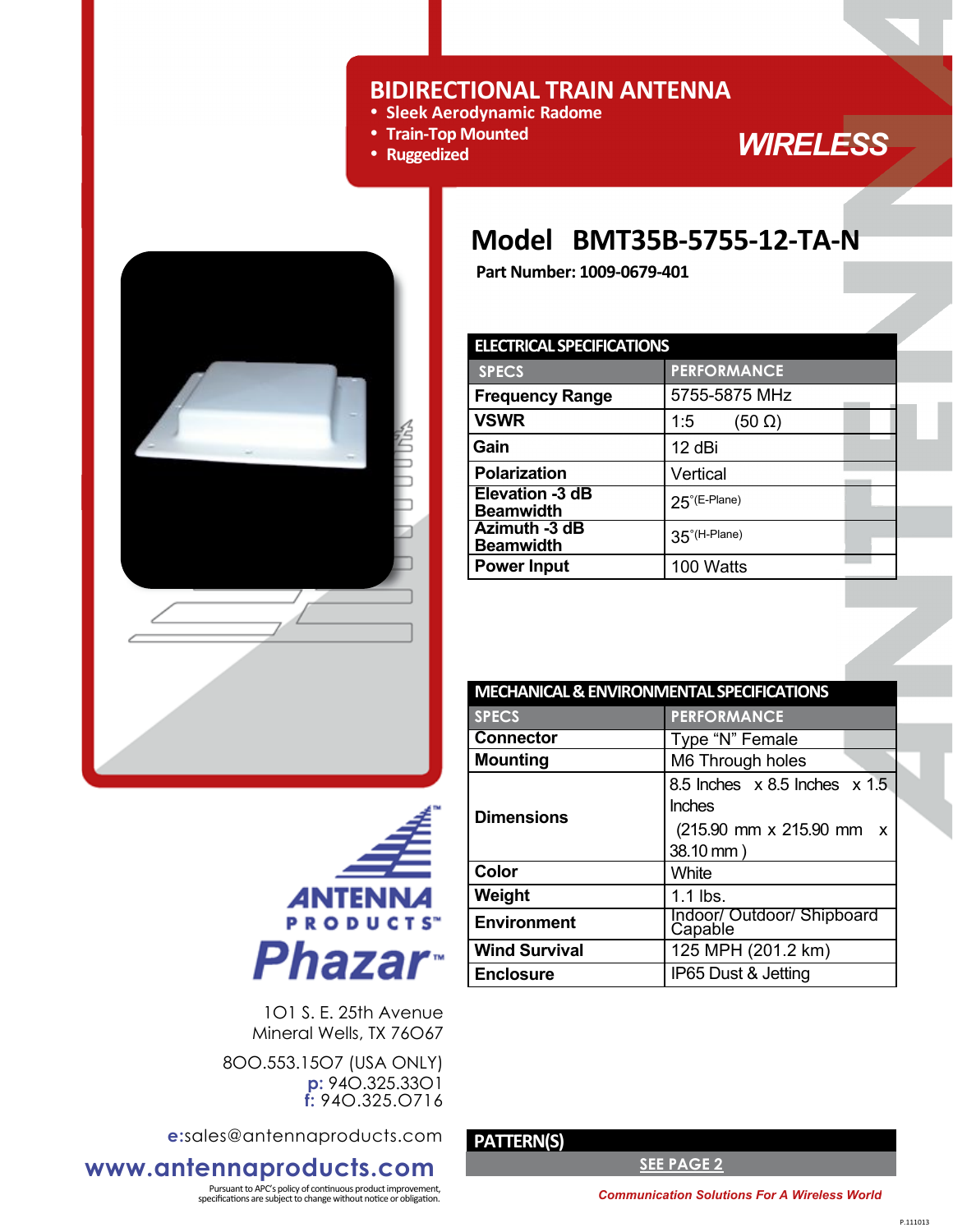# BIDIRECTIONAL TRAIN ANTENNA

- Sleek Aerodynamic Radome
- Train-Top Mounted
- Ruggedized

WIRELESS

## Model BMT35B-5755-12-TA-N

**Part Number: 1009-0679-401**

| ELECTRICAL SPECIFICATIONS | |
|---|---|
| **SPECS** | **PERFORMANCE** |
| **Frequency Range** | 5755-5875 MHz |
| **VSWR** | 1:5 (50 Ω) |
| **Gain** | 12 dBi |
| **Polarization** | Vertical |
| **Elevation -3 dB Beamwidth** | 25°(E-Plane) |
| **Azimuth -3 dB Beamwidth** | 35°(H-Plane) |
| **Power Input** | 100 Watts |

| MECHANICAL & ENVIRONMENTAL SPECIFICATIONS | |
|---|---|
| **SPECS** | **PERFORMANCE** |
| **Connector** | Type "N" Female |
| **Mounting** | M6 Through holes |
| **Dimensions** | 8.5 Inches x 8.5 Inches x 1.5 Inches (215.90 mm x 215.90 mm x 38.10 mm ) |
| **Color** | White |
| **Weight** | 1.1 lbs. |
| **Environment** | Indoor/ Outdoor/ Shipboard Capable |
| **Wind Survival** | 125 MPH (201.2 km) |
| **Enclosure** | IP65 Dust & Jetting |

| PATTERN(S) |
|---|
| SEE PAGE 2 |

ANTENNA PRODUCTS™
Phazar™

101 S. E. 25th Avenue
Mineral Wells, TX 76067

800.553.1507 (USA ONLY)
p: 940.325.3301
f: 940.325.0716

e:sales@antennaproducts.com

www.antennaproducts.com

Pursuant to APC's policy of continuous product improvement, specifications are subject to change without notice or obligation.

*Communication Solutions For A Wireless World*

P.111013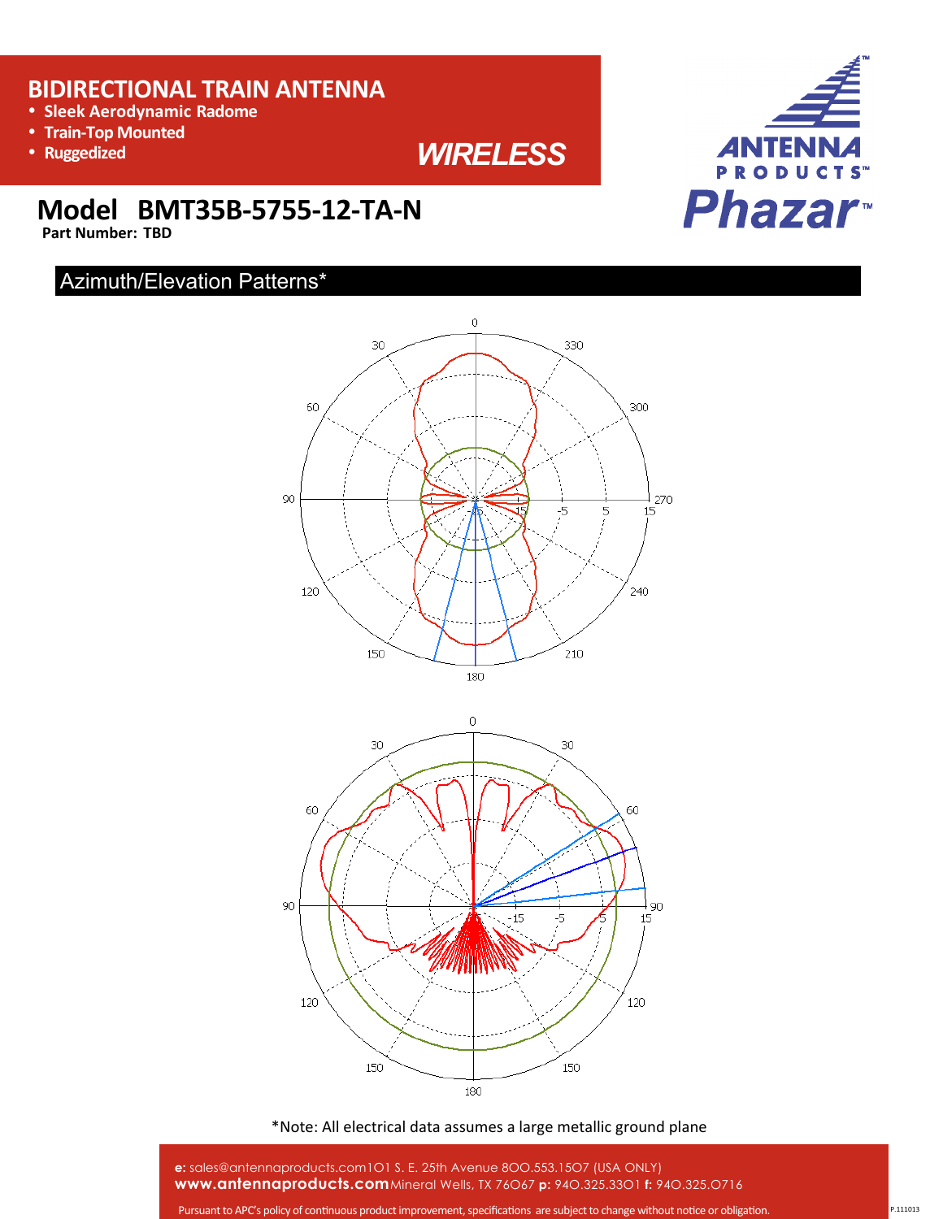# BIDIRECTIONAL TRAIN ANTENNA

- Sleek Aerodynamic Radome
- Train-Top Mounted
- Ruggedized

*WIRELESS*

ANTENNA PRODUCTS

Phazar

## Model BMT35B-5755-12-TA-N

**Part Number: TBD**

## Azimuth/Elevation Patterns*

0
30
330
60
300
90
270
-5
5
15
-15
120
240
150
210
180

0
30
30
60
60
90
90
-15
-5
5
15
120
120
150
150
180

*Note: All electrical data assumes a large metallic ground plane

**e:** sales@antennaproducts.com 101 S. E. 25th Avenue 800.553.1507 (USA ONLY)
**www.antennaproducts.com** Mineral Wells, TX 76067 **p:** 940.325.3301 **f:** 940.325.0716

Pursuant to APC's policy of continuous product improvement, specifications are subject to change without notice or obligation.

P.111013